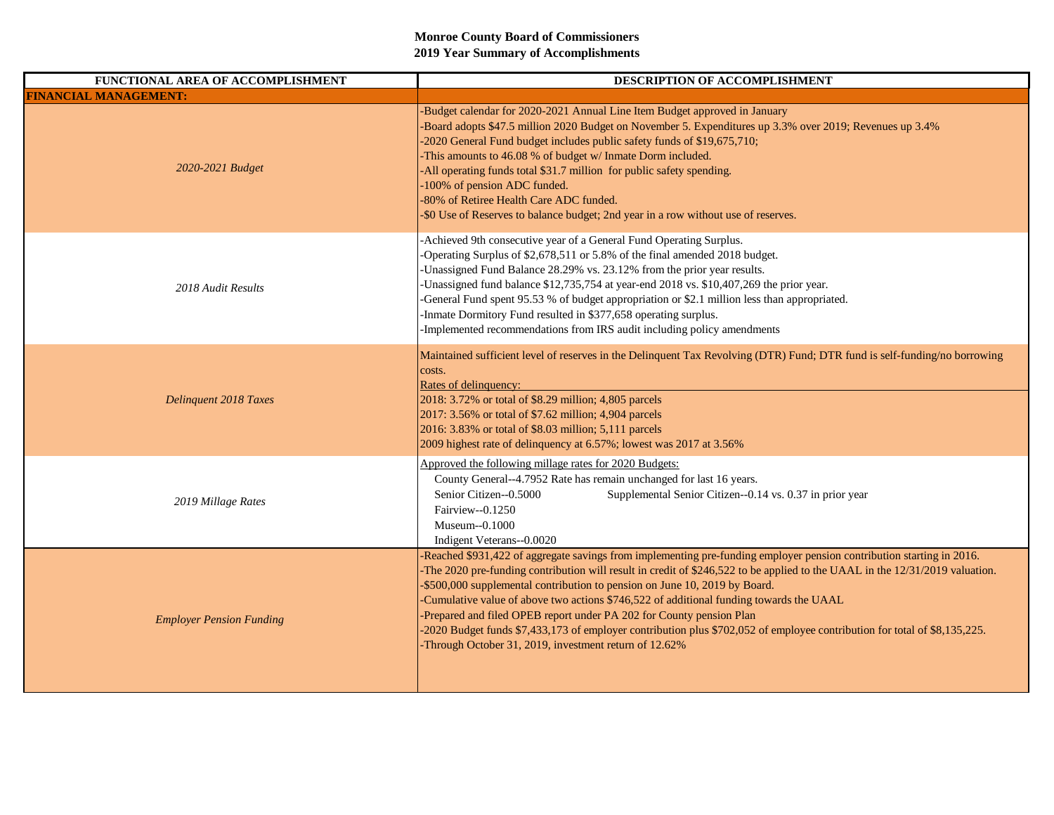**Monroe County Board of Commissioners**
**2019 Year Summary of Accomplishments**

| FUNCTIONAL AREA OF ACCOMPLISHMENT | DESCRIPTION OF ACCOMPLISHMENT |
|---|---|
| **FINANCIAL MANAGEMENT:** | |
| *2020-2021 Budget* | -Budget calendar for 2020-2021 Annual Line Item Budget approved in January<br>-Board adopts $47.5 million 2020 Budget on November 5. Expenditures up 3.3% over 2019; Revenues up 3.4%<br>-2020 General Fund budget includes public safety funds of $19,675,710;<br>-This amounts to 46.08 % of budget w/ Inmate Dorm included.<br>-All operating funds total $31.7 million for public safety spending.<br>-100% of pension ADC funded.<br>-80% of Retiree Health Care ADC funded.<br>-$0 Use of Reserves to balance budget; 2nd year in a row without use of reserves. |
| *2018 Audit Results* | -Achieved 9th consecutive year of a General Fund Operating Surplus.<br>-Operating Surplus of $2,678,511 or 5.8% of the final amended 2018 budget.<br>-Unassigned Fund Balance 28.29% vs. 23.12% from the prior year results.<br>-Unassigned fund balance $12,735,754 at year-end 2018 vs. $10,407,269 the prior year.<br>-General Fund spent 95.53 % of budget appropriation or $2.1 million less than appropriated.<br>-Inmate Dormitory Fund resulted in $377,658 operating surplus.<br>-Implemented recommendations from IRS audit including policy amendments |
| *Delinquent 2018 Taxes* | Maintained sufficient level of reserves in the Delinquent Tax Revolving (DTR) Fund; DTR fund is self-funding/no borrowing costs.<br>Rates of delinquency:<br>2018: 3.72% or total of $8.29 million; 4,805 parcels<br>2017: 3.56% or total of $7.62 million; 4,904 parcels<br>2016: 3.83% or total of $8.03 million; 5,111 parcels<br>2009 highest rate of delinquency at 6.57%; lowest was 2017 at 3.56% |
| *2019 Millage Rates* | Approved the following millage rates for 2020 Budgets:<br>County General--4.7952 Rate has remain unchanged for last 16 years.<br>Senior Citizen--0.5000 Supplemental Senior Citizen--0.14 vs. 0.37 in prior year<br>Fairview--0.1250<br>Museum--0.1000<br>Indigent Veterans--0.0020 |
| *Employer Pension Funding* | -Reached $931,422 of aggregate savings from implementing pre-funding employer pension contribution starting in 2016.<br>-The 2020 pre-funding contribution will result in credit of $246,522 to be applied to the UAAL in the 12/31/2019 valuation.<br>-$500,000 supplemental contribution to pension on June 10, 2019 by Board.<br>-Cumulative value of above two actions $746,522 of additional funding towards the UAAL<br>-Prepared and filed OPEB report under PA 202 for County pension Plan<br>-2020 Budget funds $7,433,173 of employer contribution plus $702,052 of employee contribution for total of $8,135,225.<br>-Through October 31, 2019, investment return of 12.62% |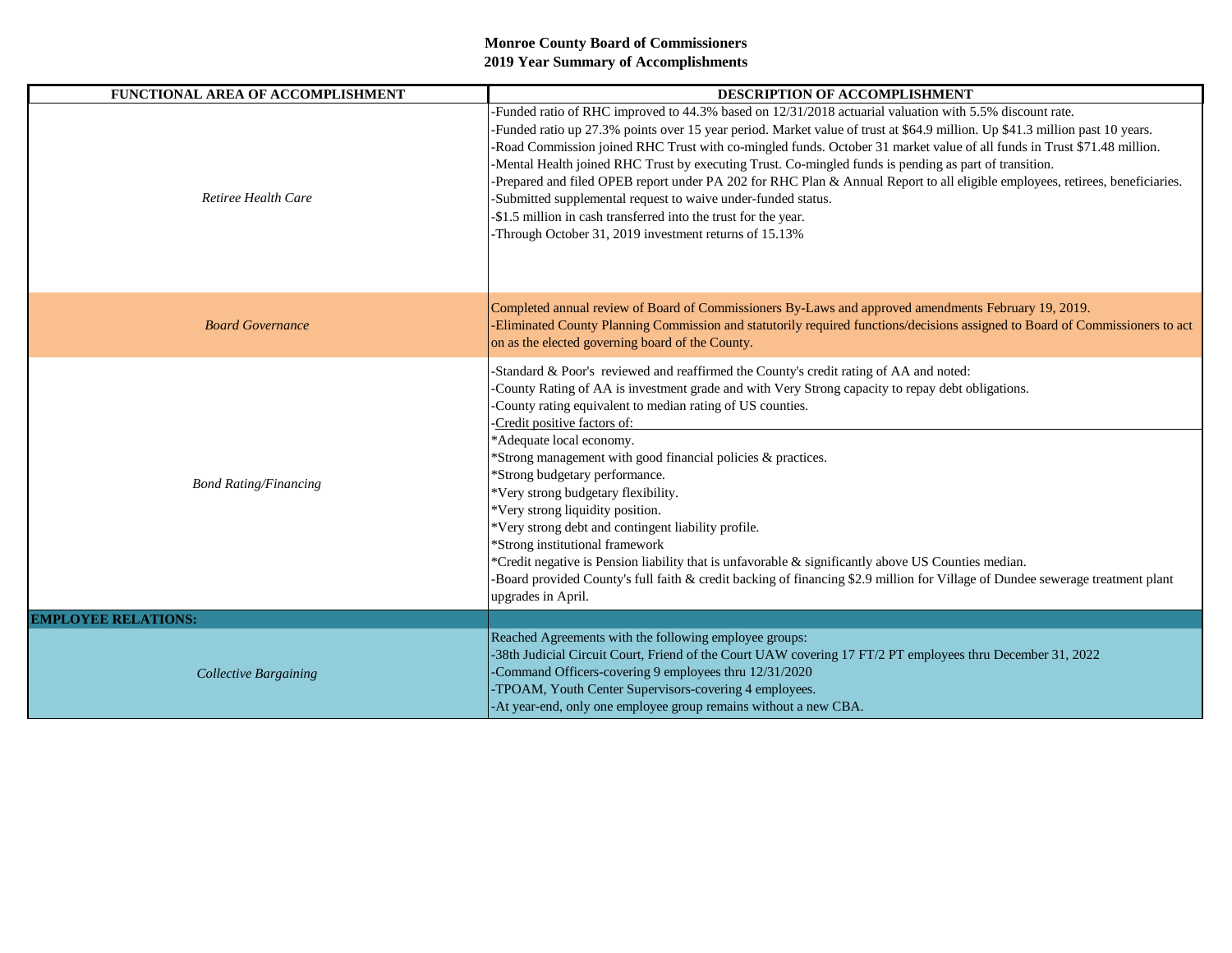**Monroe County Board of Commissioners**
**2019 Year Summary of Accomplishments**

| FUNCTIONAL AREA OF ACCOMPLISHMENT | DESCRIPTION OF ACCOMPLISHMENT |
|---|---|
| *Retiree Health Care* | -Funded ratio of RHC improved to 44.3% based on 12/31/2018 actuarial valuation with 5.5% discount rate.<br>-Funded ratio up 27.3% points over 15 year period. Market value of trust at $64.9 million. Up $41.3 million past 10 years.<br>-Road Commission joined RHC Trust with co-mingled funds. October 31 market value of all funds in Trust $71.48 million.<br>-Mental Health joined RHC Trust by executing Trust. Co-mingled funds is pending as part of transition.<br>-Prepared and filed OPEB report under PA 202 for RHC Plan & Annual Report to all eligible employees, retirees, beneficiaries.<br>-Submitted supplemental request to waive under-funded status.<br>-$1.5 million in cash transferred into the trust for the year.<br>-Through October 31, 2019 investment returns of 15.13% |
| *Board Governance* | Completed annual review of Board of Commissioners By-Laws and approved amendments February 19, 2019.<br>-Eliminated County Planning Commission and statutorily required functions/decisions assigned to Board of Commissioners to act on as the elected governing board of the County. |
| *Bond Rating/Financing* | -Standard & Poor's reviewed and reaffirmed the County's credit rating of AA and noted:<br>-County Rating of AA is investment grade and with Very Strong capacity to repay debt obligations.<br>-County rating equivalent to median rating of US counties.<br>-Credit positive factors of:<br>*Adequate local economy.<br>*Strong management with good financial policies & practices.<br>*Strong budgetary performance.<br>*Very strong budgetary flexibility.<br>*Very strong liquidity position.<br>*Very strong debt and contingent liability profile.<br>*Strong institutional framework<br>*Credit negative is Pension liability that is unfavorable & significantly above US Counties median.<br>-Board provided County's full faith & credit backing of financing $2.9 million for Village of Dundee sewerage treatment plant upgrades in April. |
| **EMPLOYEE RELATIONS:** | |
| *Collective Bargaining* | Reached Agreements with the following employee groups:<br>-38th Judicial Circuit Court, Friend of the Court UAW covering 17 FT/2 PT employees thru December 31, 2022<br>-Command Officers-covering 9 employees thru 12/31/2020<br>-TPOAM, Youth Center Supervisors-covering 4 employees.<br>-At year-end, only one employee group remains without a new CBA. |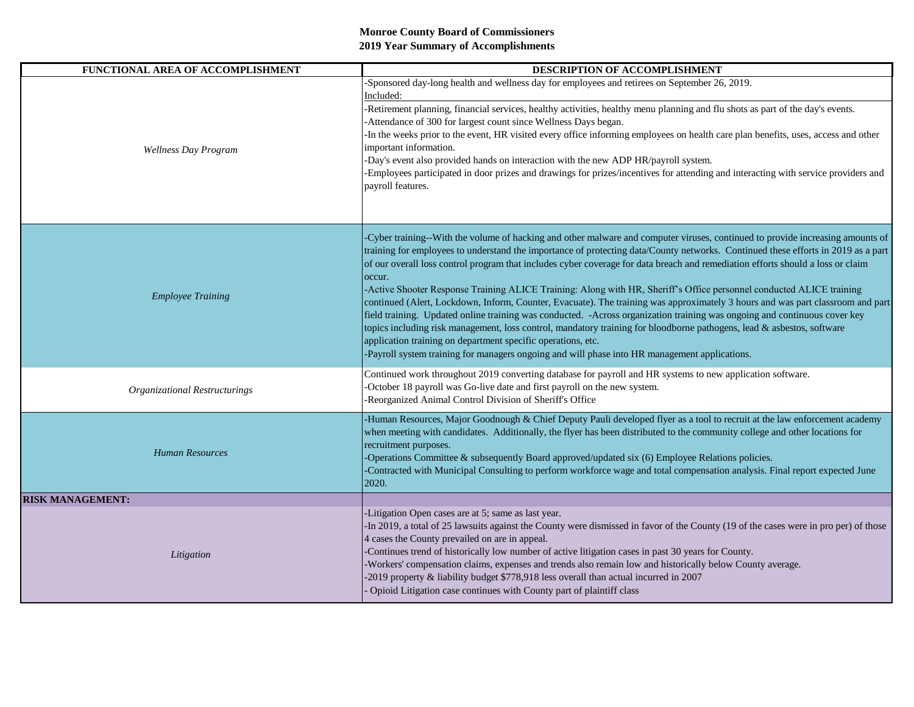**Monroe County Board of Commissioners**
**2019 Year Summary of Accomplishments**

| FUNCTIONAL AREA OF ACCOMPLISHMENT | DESCRIPTION OF ACCOMPLISHMENT |
|---|---|
| *Wellness Day Program* | -Sponsored day-long health and wellness day for employees and retirees on September 26, 2019.<br>Included:<br>-Retirement planning, financial services, healthy activities, healthy menu planning and flu shots as part of the day's events.<br>-Attendance of 300 for largest count since Wellness Days began.<br>-In the weeks prior to the event, HR visited every office informing employees on health care plan benefits, uses, access and other important information.<br>-Day's event also provided hands on interaction with the new ADP HR/payroll system.<br>-Employees participated in door prizes and drawings for prizes/incentives for attending and interacting with service providers and payroll features. |
| *Employee Training* | -Cyber training--With the volume of hacking and other malware and computer viruses, continued to provide increasing amounts of training for employees to understand the importance of protecting data/County networks. Continued these efforts in 2019 as a part of our overall loss control program that includes cyber coverage for data breach and remediation efforts should a loss or claim occur.<br>-Active Shooter Response Training ALICE Training: Along with HR, Sheriff's Office personnel conducted ALICE training continued (Alert, Lockdown, Inform, Counter, Evacuate). The training was approximately 3 hours and was part classroom and part field training. Updated online training was conducted. -Across organization training was ongoing and continuous cover key topics including risk management, loss control, mandatory training for bloodborne pathogens, lead & asbestos, software application training on department specific operations, etc.<br>-Payroll system training for managers ongoing and will phase into HR management applications. |
| *Organizational Restructurings* | Continued work throughout 2019 converting database for payroll and HR systems to new application software.<br>-October 18 payroll was Go-live date and first payroll on the new system.<br>-Reorganized Animal Control Division of Sheriff's Office |
| *Human Resources* | -Human Resources, Major Goodnough & Chief Deputy Pauli developed flyer as a tool to recruit at the law enforcement academy when meeting with candidates. Additionally, the flyer has been distributed to the community college and other locations for recruitment purposes.<br>-Operations Committee & subsequently Board approved/updated six (6) Employee Relations policies.<br>-Contracted with Municipal Consulting to perform workforce wage and total compensation analysis. Final report expected June 2020. |
| **RISK MANAGEMENT:** | |
| *Litigation* | -Litigation Open cases are at 5; same as last year.<br>-In 2019, a total of 25 lawsuits against the County were dismissed in favor of the County (19 of the cases were in pro per) of those 4 cases the County prevailed on are in appeal.<br>-Continues trend of historically low number of active litigation cases in past 30 years for County.<br>-Workers' compensation claims, expenses and trends also remain low and historically below County average.<br>-2019 property & liability budget $778,918 less overall than actual incurred in 2007<br>- Opioid Litigation case continues with County part of plaintiff class |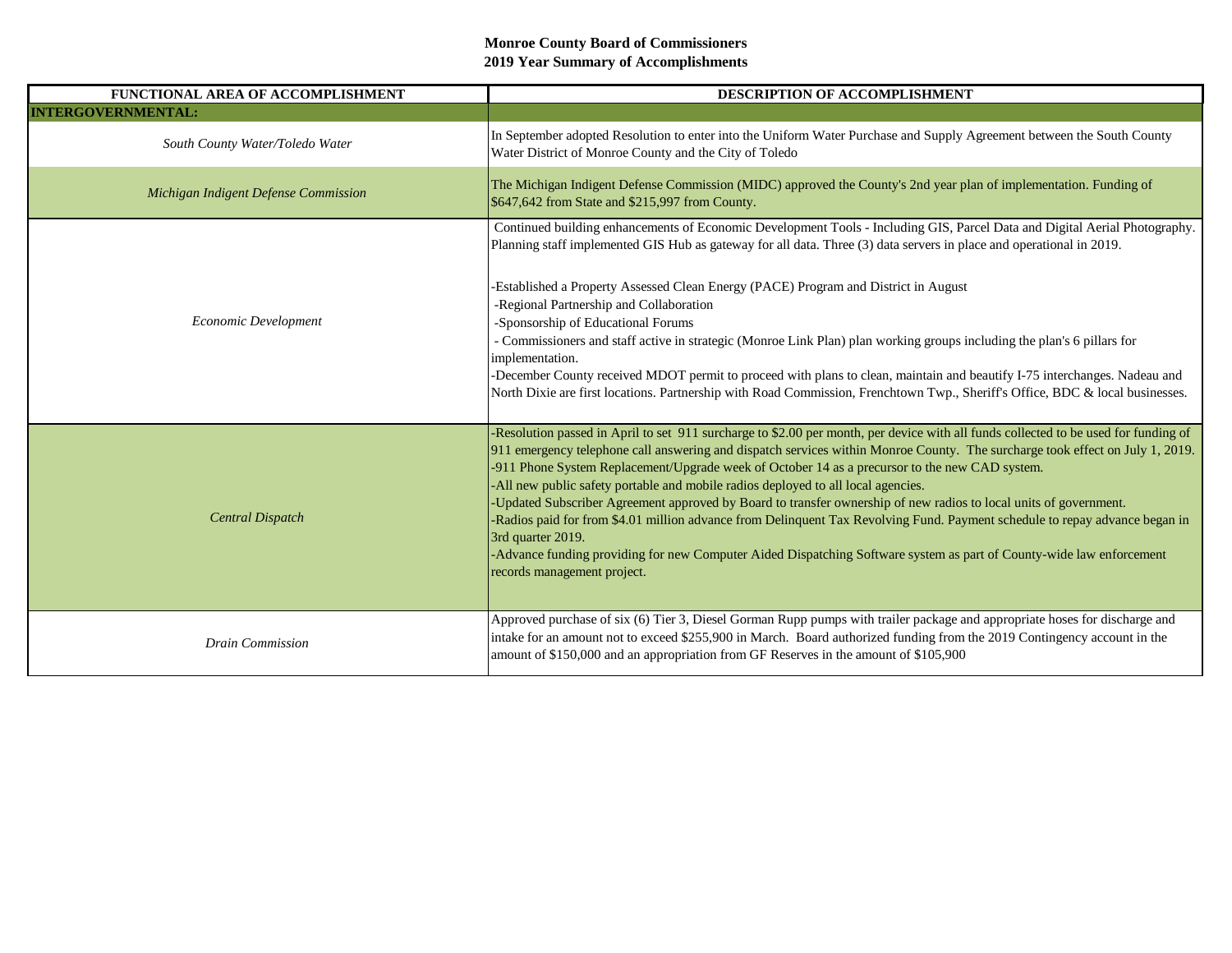**Monroe County Board of Commissioners**
**2019 Year Summary of Accomplishments**

| FUNCTIONAL AREA OF ACCOMPLISHMENT | DESCRIPTION OF ACCOMPLISHMENT |
|---|---|
| **INTERGOVERNMENTAL:** | |
| *South County Water/Toledo Water* | In September adopted Resolution to enter into the Uniform Water Purchase and Supply Agreement between the South County Water District of Monroe County and the City of Toledo |
| *Michigan Indigent Defense Commission* | The Michigan Indigent Defense Commission (MIDC) approved the County's 2nd year plan of implementation. Funding of $647,642 from State and $215,997 from County. |
| *Economic Development* | Continued building enhancements of Economic Development Tools - Including GIS, Parcel Data and Digital Aerial Photography. Planning staff implemented GIS Hub as gateway for all data. Three (3) data servers in place and operational in 2019.<br><br>-Established a Property Assessed Clean Energy (PACE) Program and District in August<br>-Regional Partnership and Collaboration<br>-Sponsorship of Educational Forums<br>- Commissioners and staff active in strategic (Monroe Link Plan) plan working groups including the plan's 6 pillars for implementation.<br>-December County received MDOT permit to proceed with plans to clean, maintain and beautify I-75 interchanges. Nadeau and North Dixie are first locations. Partnership with Road Commission, Frenchtown Twp., Sheriff's Office, BDC & local businesses. |
| *Central Dispatch* | -Resolution passed in April to set 911 surcharge to $2.00 per month, per device with all funds collected to be used for funding of 911 emergency telephone call answering and dispatch services within Monroe County. The surcharge took effect on July 1, 2019.<br>-911 Phone System Replacement/Upgrade week of October 14 as a precursor to the new CAD system.<br>-All new public safety portable and mobile radios deployed to all local agencies.<br>-Updated Subscriber Agreement approved by Board to transfer ownership of new radios to local units of government.<br>-Radios paid for from $4.01 million advance from Delinquent Tax Revolving Fund. Payment schedule to repay advance began in 3rd quarter 2019.<br>-Advance funding providing for new Computer Aided Dispatching Software system as part of County-wide law enforcement records management project. |
| *Drain Commission* | Approved purchase of six (6) Tier 3, Diesel Gorman Rupp pumps with trailer package and appropriate hoses for discharge and intake for an amount not to exceed $255,900 in March. Board authorized funding from the 2019 Contingency account in the amount of $150,000 and an appropriation from GF Reserves in the amount of $105,900 |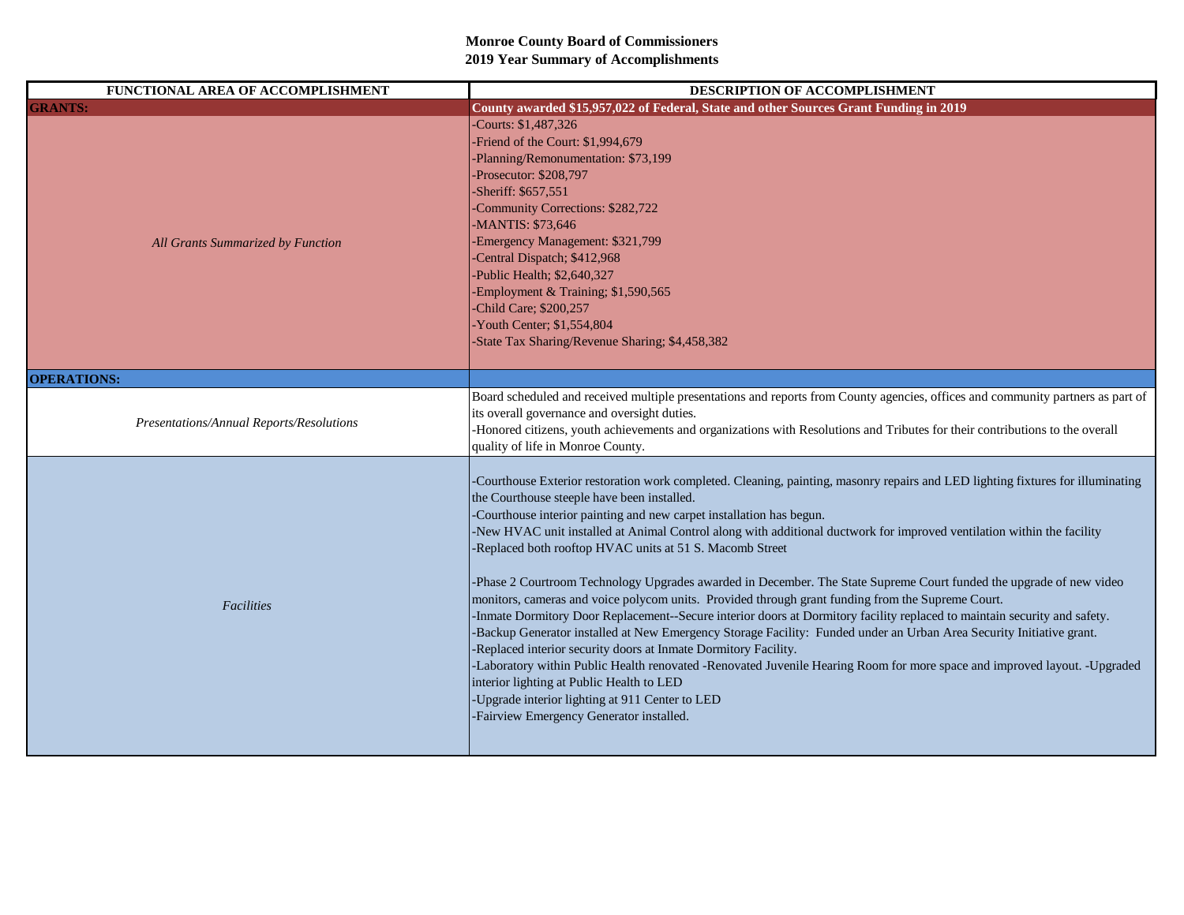**Monroe County Board of Commissioners**
**2019 Year Summary of Accomplishments**

| FUNCTIONAL AREA OF ACCOMPLISHMENT | DESCRIPTION OF ACCOMPLISHMENT |
|---|---|
| **GRANTS:** | **County awarded $15,957,022 of Federal, State and other Sources Grant Funding in 2019** |
| *All Grants Summarized by Function* | -Courts: $1,487,326<br>-Friend of the Court: $1,994,679<br>-Planning/Remonumentation: $73,199<br>-Prosecutor: $208,797<br>-Sheriff: $657,551<br>-Community Corrections: $282,722<br>-MANTIS: $73,646<br>-Emergency Management: $321,799<br>-Central Dispatch; $412,968<br>-Public Health; $2,640,327<br>-Employment & Training; $1,590,565<br>-Child Care; $200,257<br>-Youth Center; $1,554,804<br>-State Tax Sharing/Revenue Sharing; $4,458,382 |
| **OPERATIONS:** | |
| *Presentations/Annual Reports/Resolutions* | Board scheduled and received multiple presentations and reports from County agencies, offices and community partners as part of its overall governance and oversight duties.<br>-Honored citizens, youth achievements and organizations with Resolutions and Tributes for their contributions to the overall quality of life in Monroe County. |
| *Facilities* | -Courthouse Exterior restoration work completed. Cleaning, painting, masonry repairs and LED lighting fixtures for illuminating the Courthouse steeple have been installed.<br>-Courthouse interior painting and new carpet installation has begun.<br>-New HVAC unit installed at Animal Control along with additional ductwork for improved ventilation within the facility<br>-Replaced both rooftop HVAC units at 51 S. Macomb Street<br><br>-Phase 2 Courtroom Technology Upgrades awarded in December. The State Supreme Court funded the upgrade of new video monitors, cameras and voice polycom units. Provided through grant funding from the Supreme Court.<br>-Inmate Dormitory Door Replacement--Secure interior doors at Dormitory facility replaced to maintain security and safety.<br>-Backup Generator installed at New Emergency Storage Facility: Funded under an Urban Area Security Initiative grant.<br>-Replaced interior security doors at Inmate Dormitory Facility.<br>-Laboratory within Public Health renovated -Renovated Juvenile Hearing Room for more space and improved layout. -Upgraded interior lighting at Public Health to LED<br>-Upgrade interior lighting at 911 Center to LED<br>-Fairview Emergency Generator installed. |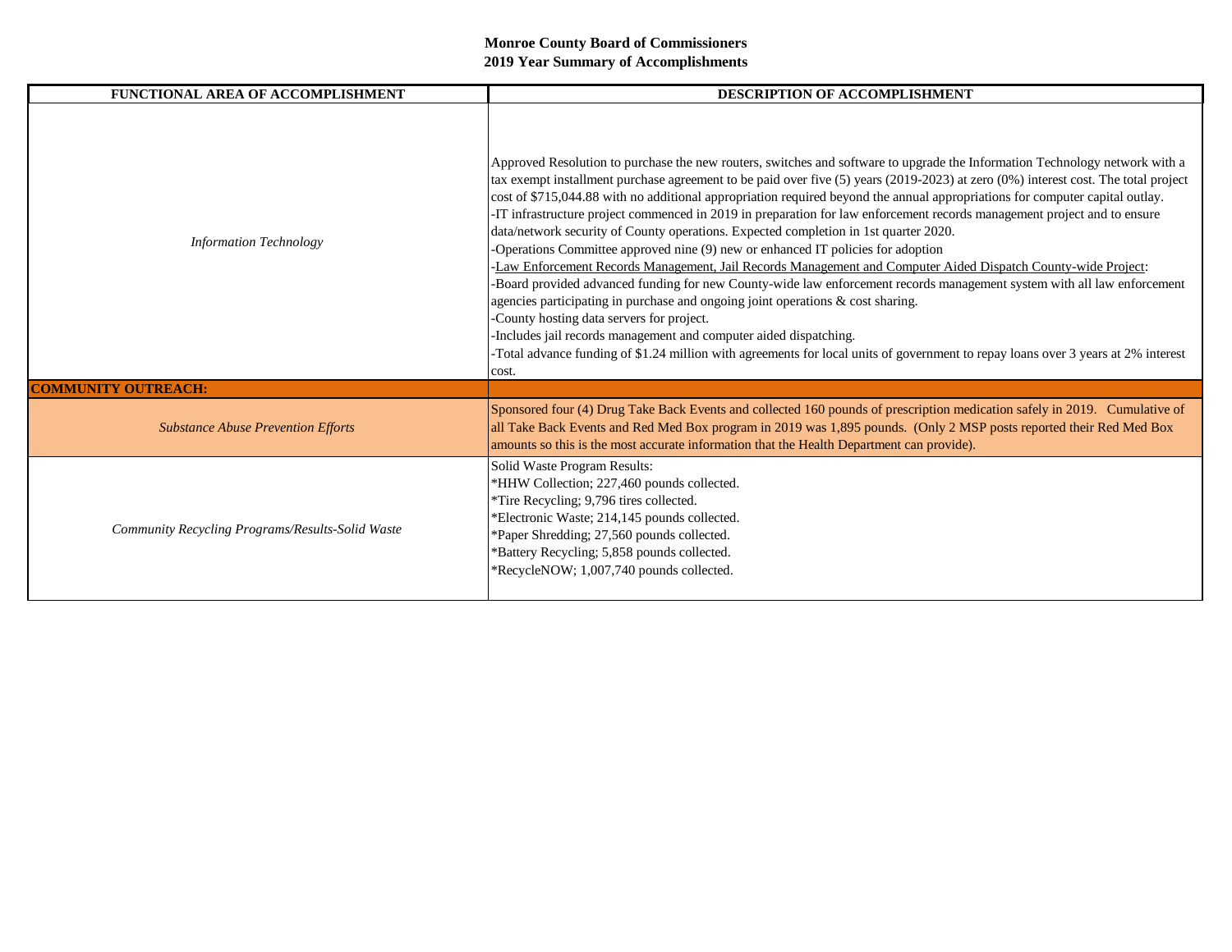**Monroe County Board of Commissioners**
**2019 Year Summary of Accomplishments**

| FUNCTIONAL AREA OF ACCOMPLISHMENT | DESCRIPTION OF ACCOMPLISHMENT |
|---|---|
| *Information Technology* | Approved Resolution to purchase the new routers, switches and software to upgrade the Information Technology network with a tax exempt installment purchase agreement to be paid over five (5) years (2019-2023) at zero (0%) interest cost. The total project cost of $715,044.88 with no additional appropriation required beyond the annual appropriations for computer capital outlay.<br>-IT infrastructure project commenced in 2019 in preparation for law enforcement records management project and to ensure data/network security of County operations. Expected completion in 1st quarter 2020.<br>-Operations Committee approved nine (9) new or enhanced IT policies for adoption<br>-<u>Law Enforcement Records Management, Jail Records Management and Computer Aided Dispatch County-wide Project</u>:<br>-Board provided advanced funding for new County-wide law enforcement records management system with all law enforcement agencies participating in purchase and ongoing joint operations & cost sharing.<br>-County hosting data servers for project.<br>-Includes jail records management and computer aided dispatching.<br>-Total advance funding of $1.24 million with agreements for local units of government to repay loans over 3 years at 2% interest cost. |
| **COMMUNITY OUTREACH:** | |
| *Substance Abuse Prevention Efforts* | Sponsored four (4) Drug Take Back Events and collected 160 pounds of prescription medication safely in 2019. Cumulative of all Take Back Events and Red Med Box program in 2019 was 1,895 pounds. (Only 2 MSP posts reported their Red Med Box amounts so this is the most accurate information that the Health Department can provide). |
| *Community Recycling Programs/Results-Solid Waste* | Solid Waste Program Results:<br>*HHW Collection; 227,460 pounds collected.<br>*Tire Recycling; 9,796 tires collected.<br>*Electronic Waste; 214,145 pounds collected.<br>*Paper Shredding; 27,560 pounds collected.<br>*Battery Recycling; 5,858 pounds collected.<br>*RecycleNOW; 1,007,740 pounds collected. |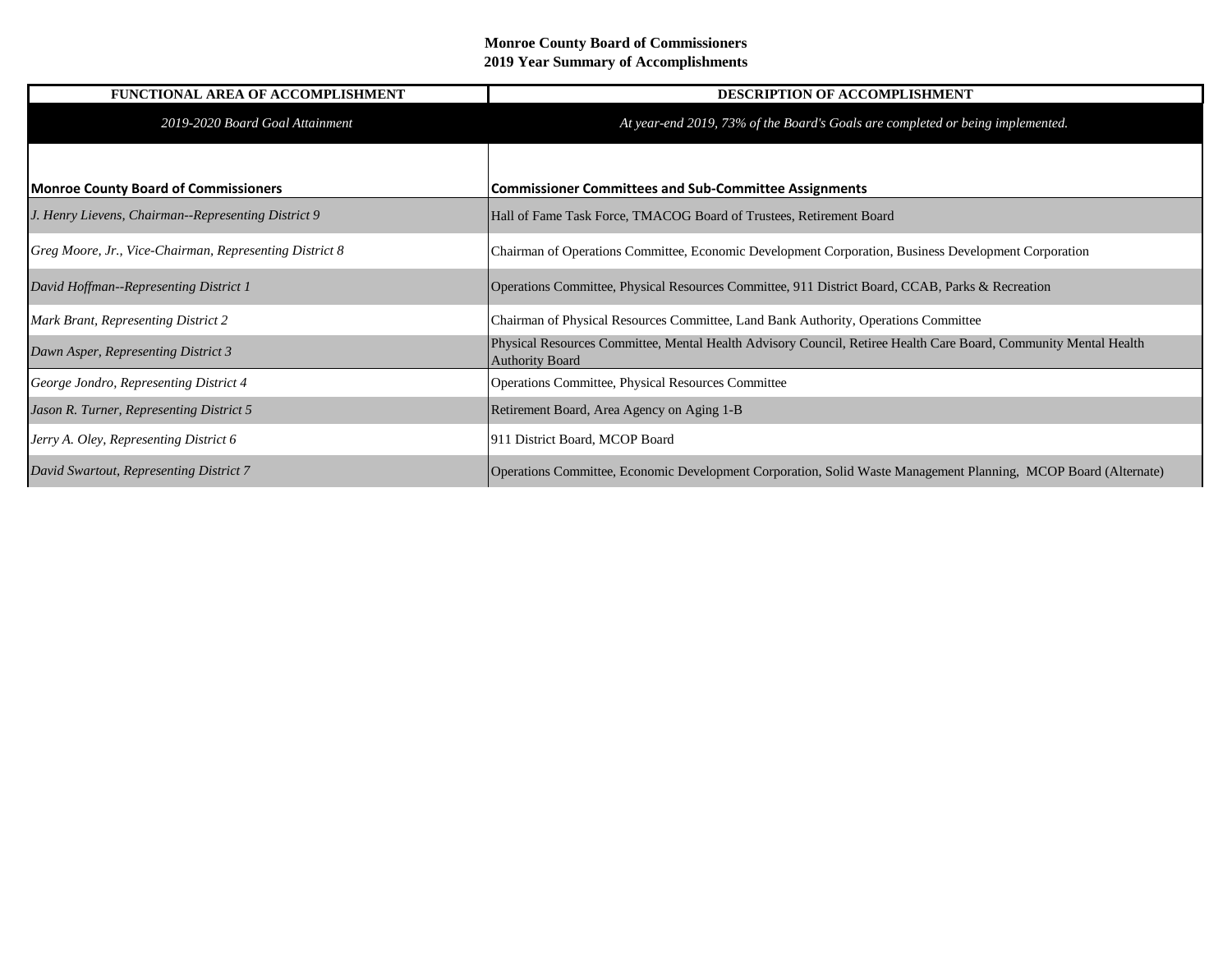**Monroe County Board of Commissioners**
**2019 Year Summary of Accomplishments**

| FUNCTIONAL AREA OF ACCOMPLISHMENT | DESCRIPTION OF ACCOMPLISHMENT |
|---|---|
| *2019-2020 Board Goal Attainment* | *At year-end 2019, 73% of the Board's Goals are completed or being implemented.* |
| **Monroe County Board of Commissioners** | **Commissioner Committees and Sub-Committee Assignments** |
| *J. Henry Lievens, Chairman--Representing District 9* | Hall of Fame Task Force, TMACOG Board of Trustees, Retirement Board |
| *Greg Moore, Jr., Vice-Chairman, Representing District 8* | Chairman of Operations Committee, Economic Development Corporation, Business Development Corporation |
| *David Hoffman--Representing District 1* | Operations Committee, Physical Resources Committee, 911 District Board, CCAB, Parks & Recreation |
| *Mark Brant, Representing District 2* | Chairman of Physical Resources Committee, Land Bank Authority, Operations Committee |
| *Dawn Asper, Representing District 3* | Physical Resources Committee, Mental Health Advisory Council, Retiree Health Care Board, Community Mental Health Authority Board |
| *George Jondro, Representing District 4* | Operations Committee, Physical Resources Committee |
| *Jason R. Turner, Representing District 5* | Retirement Board, Area Agency on Aging 1-B |
| *Jerry A. Oley, Representing District 6* | 911 District Board, MCOP Board |
| *David Swartout, Representing District 7* | Operations Committee, Economic Development Corporation, Solid Waste Management Planning, MCOP Board (Alternate) |